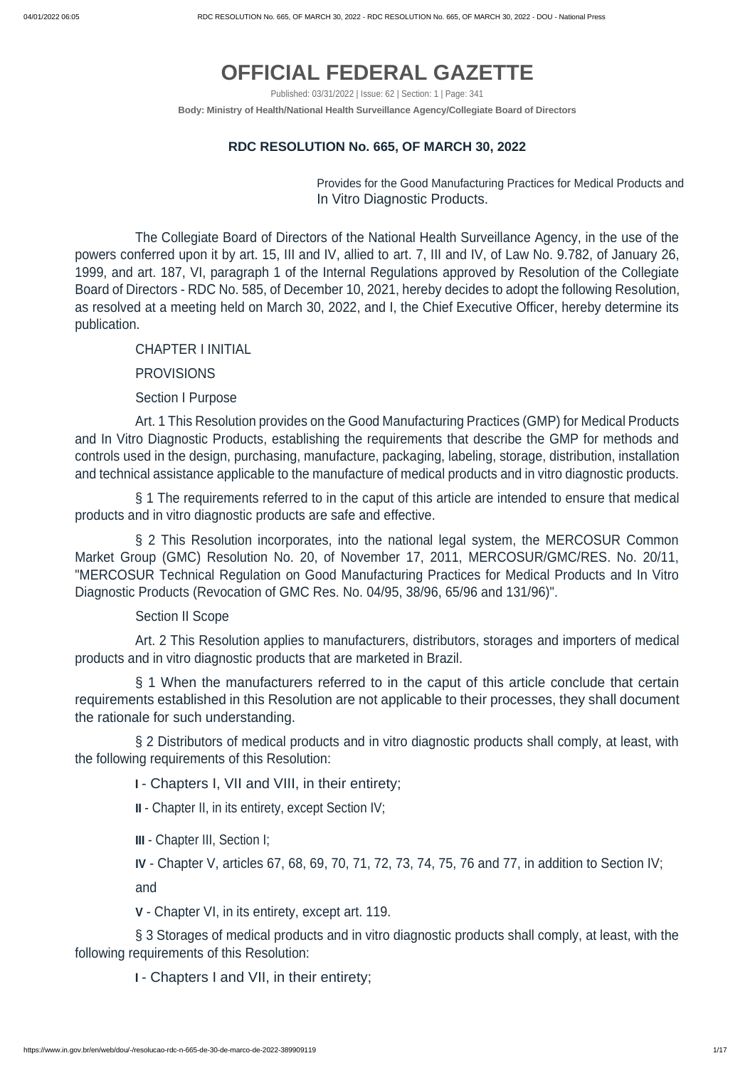# OFFICIAL FEDERAL GAZETTE

Published: 03/31/2022 | Issue: 62 | Section: 1 | Page: 341

**Body: Ministry of Health/National Health Surveillance Agency/Collegiate Board of Directors**

## RDC RESOLUTION No. 665, OF MARCH 30, 2022

Provides for the Good Manufacturing Practices for Medical Products and In Vitro Diagnostic Products.

The Collegiate Board of Directors of the National Health Surveillance Agency, in the use of the powers conferred upon it by art. 15, III and IV, allied to art. 7, III and IV, of Law No. 9.782, of January 26, 1999, and art. 187, VI, paragraph 1 of the Internal Regulations approved by Resolution of the Collegiate Board of Directors - RDC No. 585, of December 10, 2021, hereby decides to adopt the following Resolution, as resolved at a meeting held on March 30, 2022, and I, the Chief Executive Officer, hereby determine its publication.

CHAPTER I INITIAL

PROVISIONS

Section I Purpose

Art. 1 This Resolution provides on the Good Manufacturing Practices (GMP) for Medical Products and In Vitro Diagnostic Products, establishing the requirements that describe the GMP for methods and controls used in the design, purchasing, manufacture, packaging, labeling, storage, distribution, installation and technical assistance applicable to the manufacture of medical products and in vitro diagnostic products.

§ 1 The requirements referred to in the caput of this article are intended to ensure that medical products and in vitro diagnostic products are safe and effective.

§ 2 This Resolution incorporates, into the national legal system, the MERCOSUR Common Market Group (GMC) Resolution No. 20, of November 17, 2011, MERCOSUR/GMC/RES. No. 20/11, "MERCOSUR Technical Regulation on Good Manufacturing Practices for Medical Products and In Vitro Diagnostic Products (Revocation of GMC Res. No. 04/95, 38/96, 65/96 and 131/96)".

Section II Scope

Art. 2 This Resolution applies to manufacturers, distributors, storages and importers of medical products and in vitro diagnostic products that are marketed in Brazil.

§ 1 When the manufacturers referred to in the caput of this article conclude that certain requirements established in this Resolution are not applicable to their processes, they shall document the rationale for such understanding.

§ 2 Distributors of medical products and in vitro diagnostic products shall comply, at least, with the following requirements of this Resolution:

**I** - Chapters I, VII and VIII, in their entirety;

**II** - Chapter II, in its entirety, except Section IV;

**III** - Chapter III, Section I;

**IV** - Chapter V, articles 67, 68, 69, 70, 71, 72, 73, 74, 75, 76 and 77, in addition to Section IV; and

**V** - Chapter VI, in its entirety, except art. 119.

§ 3 Storages of medical products and in vitro diagnostic products shall comply, at least, with the following requirements of this Resolution:

**I** - Chapters I and VII, in their entirety;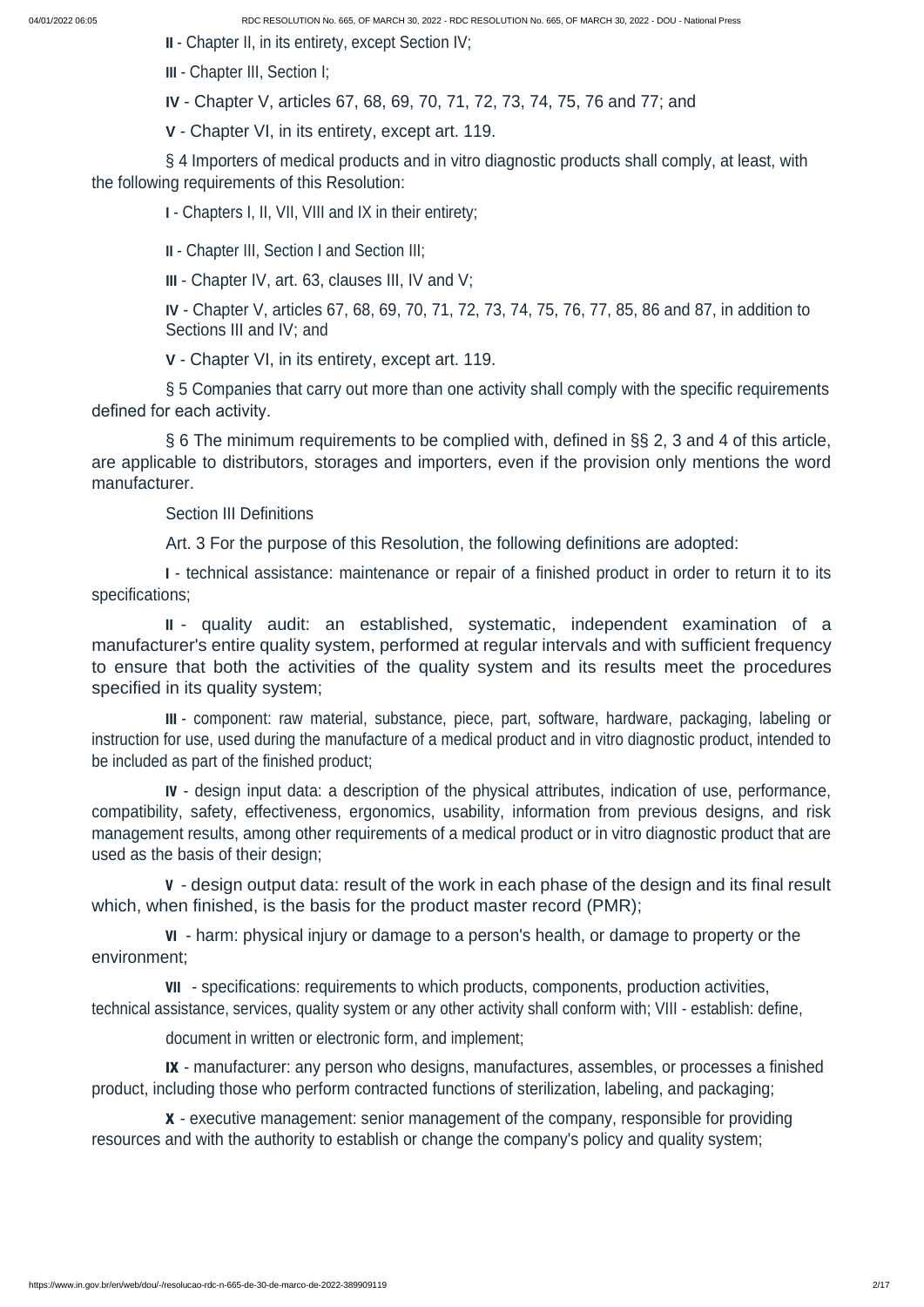**II** - Chapter II, in its entirety, except Section IV;

**III** - Chapter III, Section I;

**IV** - Chapter V, articles 67, 68, 69, 70, 71, 72, 73, 74, 75, 76 and 77; and

**V** - Chapter VI, in its entirety, except art. 119.

§ 4 Importers of medical products and in vitro diagnostic products shall comply, at least, with the following requirements of this Resolution:

**I** - Chapters I, II, VII, VIII and IX in their entirety;

**II** - Chapter III, Section I and Section III;

**III** - Chapter IV, art. 63, clauses III, IV and V;

**IV** - Chapter V, articles 67, 68, 69, 70, 71, 72, 73, 74, 75, 76, 77, 85, 86 and 87, in addition to Sections III and IV; and

**V** - Chapter VI, in its entirety, except art. 119.

§ 5 Companies that carry out more than one activity shall comply with the specific requirements defined for each activity.

§ 6 The minimum requirements to be complied with, defined in §§ 2, 3 and 4 of this article, are applicable to distributors, storages and importers, even if the provision only mentions the word manufacturer.

Section III Definitions

Art. 3 For the purpose of this Resolution, the following definitions are adopted:

**I** - technical assistance: maintenance or repair of a finished product in order to return it to its specifications;

**II** - quality audit: an established, systematic, independent examination of a manufacturer's entire quality system, performed at regular intervals and with sufficient frequency to ensure that both the activities of the quality system and its results meet the procedures specified in its quality system;

**III** - component: raw material, substance, piece, part, software, hardware, packaging, labeling or instruction for use, used during the manufacture of a medical product and in vitro diagnostic product, intended to be included as part of the finished product;

**IV** - design input data: a description of the physical attributes, indication of use, performance, compatibility, safety, effectiveness, ergonomics, usability, information from previous designs, and risk management results, among other requirements of a medical product or in vitro diagnostic product that are used as the basis of their design;

**V** - design output data: result of the work in each phase of the design and its final result which, when finished, is the basis for the product master record (PMR);

**VI** - harm: physical injury or damage to a person's health, or damage to property or the environment;

**VII** - specifications: requirements to which products, components, production activities, technical assistance, services, quality system or any other activity shall conform with; VIII - establish: define,

document in written or electronic form, and implement;

**IX** - manufacturer: any person who designs, manufactures, assembles, or processes a finished product, including those who perform contracted functions of sterilization, labeling, and packaging;

**X** - executive management: senior management of the company, responsible for providing resources and with the authority to establish or change the company's policy and quality system;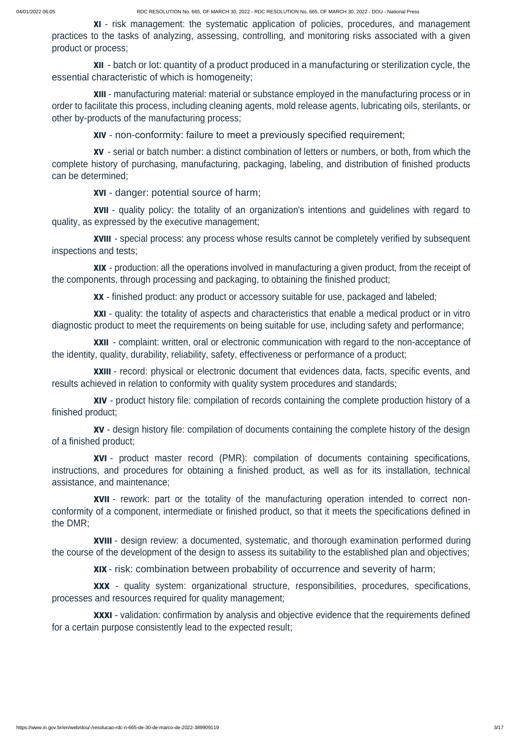**XI** - risk management: the systematic application of policies, procedures, and management practices to the tasks of analyzing, assessing, controlling, and monitoring risks associated with a given product or process;

**XII** - batch or lot: quantity of a product produced in a manufacturing or sterilization cycle, the essential characteristic of which is homogeneity;

**XIII** - manufacturing material: material or substance employed in the manufacturing process or in order to facilitate this process, including cleaning agents, mold release agents, lubricating oils, sterilants, or other by-products of the manufacturing process;

**XIV** - non-conformity: failure to meet a previously specified requirement;

**XV** - serial or batch number: a distinct combination of letters or numbers, or both, from which the complete history of purchasing, manufacturing, packaging, labeling, and distribution of finished products can be determined;

**XVI** - danger: potential source of harm;

**XVII** - quality policy: the totality of an organization's intentions and guidelines with regard to quality, as expressed by the executive management;

**XVIII** - special process: any process whose results cannot be completely verified by subsequent inspections and tests;

**XIX** - production: all the operations involved in manufacturing a given product, from the receipt of the components, through processing and packaging, to obtaining the finished product;

**XX** - finished product: any product or accessory suitable for use, packaged and labeled;

**XXI** - quality: the totality of aspects and characteristics that enable a medical product or in vitro diagnostic product to meet the requirements on being suitable for use, including safety and performance;

**XXII** - complaint: written, oral or electronic communication with regard to the non-acceptance of the identity, quality, durability, reliability, safety, effectiveness or performance of a product;

**XXIII** - record: physical or electronic document that evidences data, facts, specific events, and results achieved in relation to conformity with quality system procedures and standards;

**XIV** - product history file: compilation of records containing the complete production history of a finished product;

**XV** - design history file: compilation of documents containing the complete history of the design of a finished product;

**XVI** - product master record (PMR): compilation of documents containing specifications, instructions, and procedures for obtaining a finished product, as well as for its installation, technical assistance, and maintenance;

**XVII** - rework: part or the totality of the manufacturing operation intended to correct non-conformity of a component, intermediate or finished product, so that it meets the specifications defined in the DMR;

**XVIII** - design review: a documented, systematic, and thorough examination performed during the course of the development of the design to assess its suitability to the established plan and objectives;

**XIX** - risk: combination between probability of occurrence and severity of harm;

**XXX** - quality system: organizational structure, responsibilities, procedures, specifications, processes and resources required for quality management;

**XXXI** - validation: confirmation by analysis and objective evidence that the requirements defined for a certain purpose consistently lead to the expected result;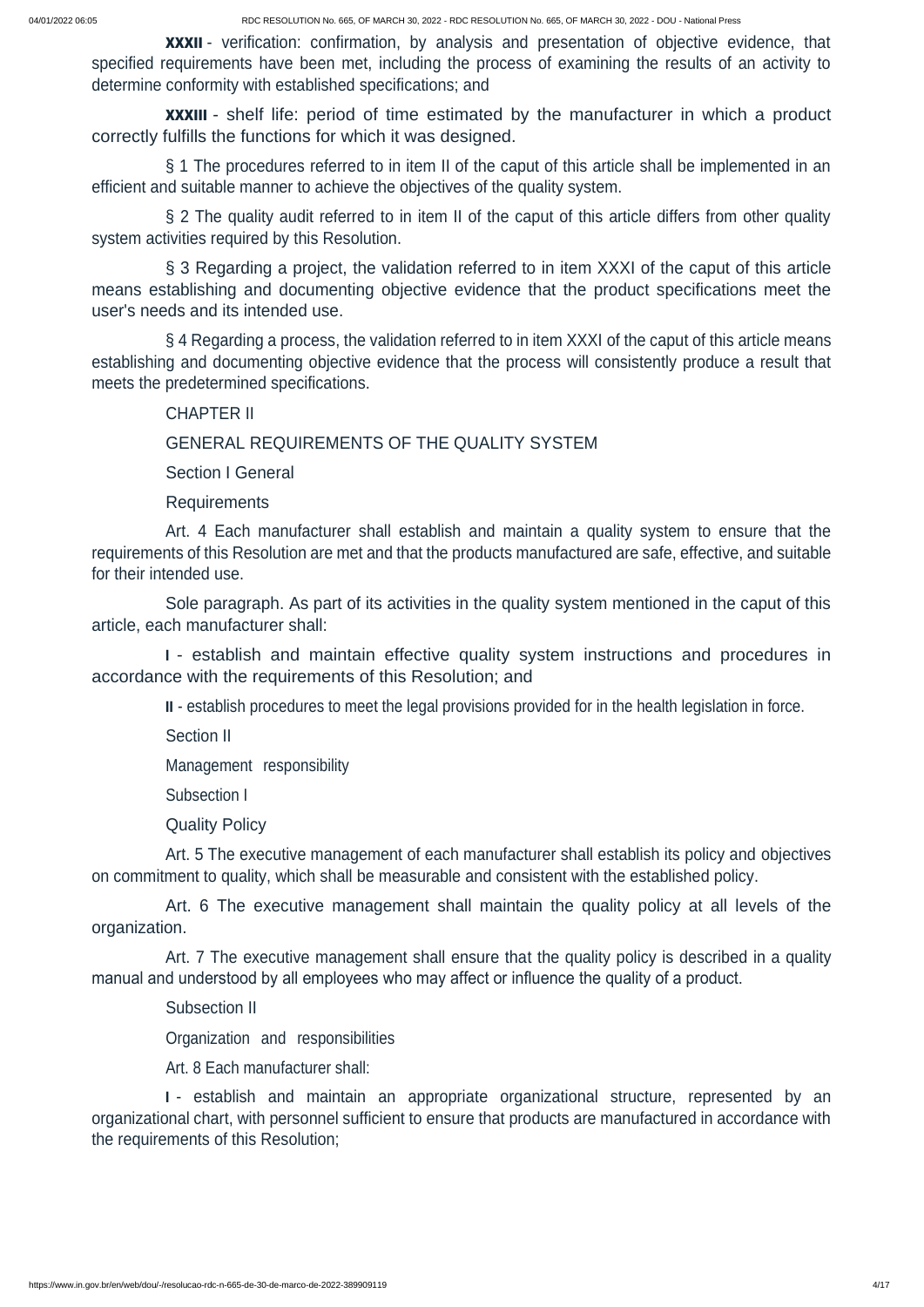**XXXII** - verification: confirmation, by analysis and presentation of objective evidence, that specified requirements have been met, including the process of examining the results of an activity to determine conformity with established specifications; and

**XXXIII** - shelf life: period of time estimated by the manufacturer in which a product correctly fulfills the functions for which it was designed.

§ 1 The procedures referred to in item II of the caput of this article shall be implemented in an efficient and suitable manner to achieve the objectives of the quality system.

§ 2 The quality audit referred to in item II of the caput of this article differs from other quality system activities required by this Resolution.

§ 3 Regarding a project, the validation referred to in item XXXI of the caput of this article means establishing and documenting objective evidence that the product specifications meet the user's needs and its intended use.

§ 4 Regarding a process, the validation referred to in item XXXI of the caput of this article means establishing and documenting objective evidence that the process will consistently produce a result that meets the predetermined specifications.

## CHAPTER II

## GENERAL REQUIREMENTS OF THE QUALITY SYSTEM

### Section I General

### Requirements

Art. 4 Each manufacturer shall establish and maintain a quality system to ensure that the requirements of this Resolution are met and that the products manufactured are safe, effective, and suitable for their intended use.

Sole paragraph. As part of its activities in the quality system mentioned in the caput of this article, each manufacturer shall:

**I** - establish and maintain effective quality system instructions and procedures in accordance with the requirements of this Resolution; and

**II** - establish procedures to meet the legal provisions provided for in the health legislation in force.

### Section II

### Management responsibility

#### Subsection I

#### Quality Policy

Art. 5 The executive management of each manufacturer shall establish its policy and objectives on commitment to quality, which shall be measurable and consistent with the established policy.

Art. 6 The executive management shall maintain the quality policy at all levels of the organization.

Art. 7 The executive management shall ensure that the quality policy is described in a quality manual and understood by all employees who may affect or influence the quality of a product.

#### Subsection II

#### Organization and responsibilities

Art. 8 Each manufacturer shall:

**I** - establish and maintain an appropriate organizational structure, represented by an organizational chart, with personnel sufficient to ensure that products are manufactured in accordance with the requirements of this Resolution;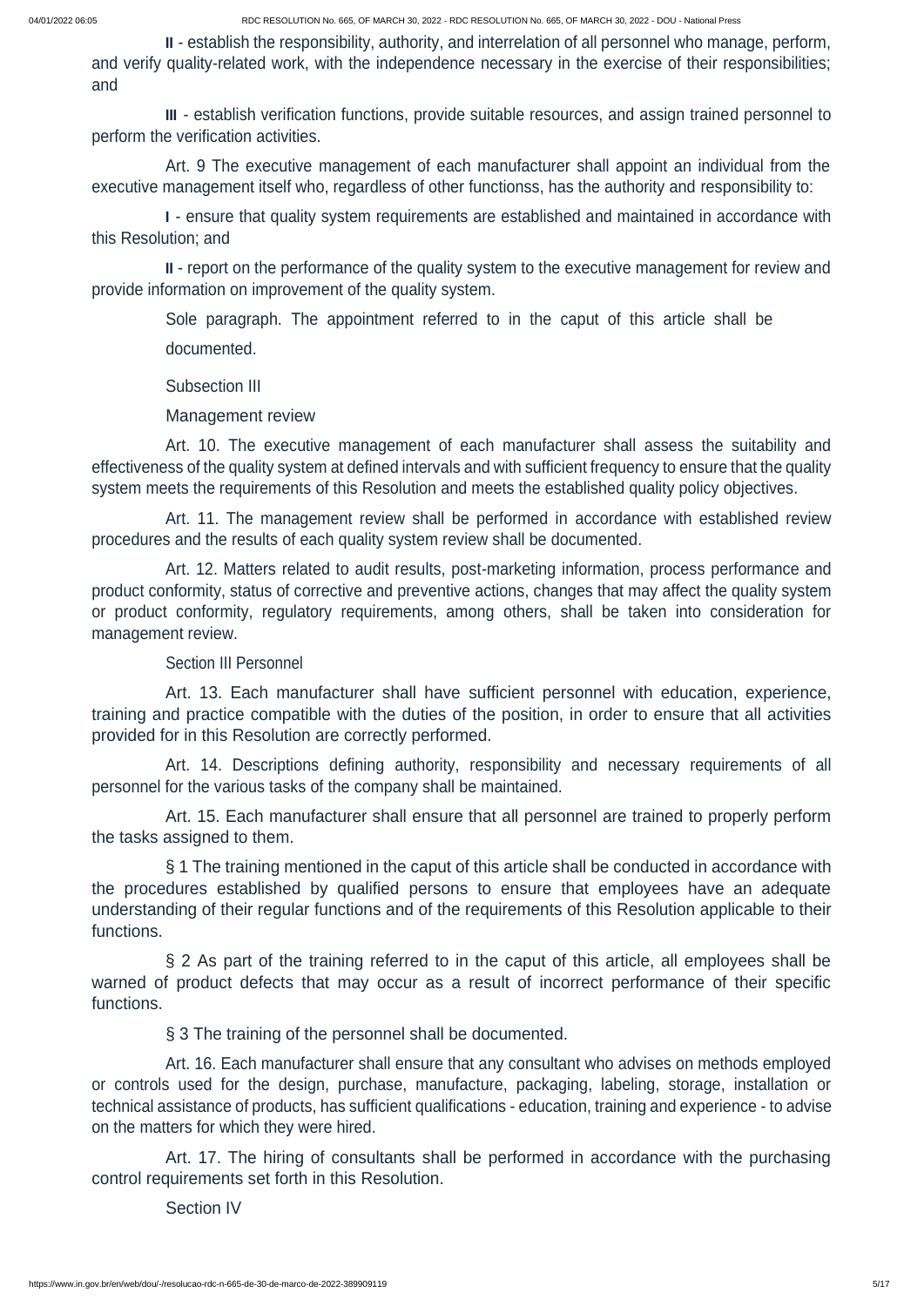**II** - establish the responsibility, authority, and interrelation of all personnel who manage, perform, and verify quality-related work, with the independence necessary in the exercise of their responsibilities; and

**III** - establish verification functions, provide suitable resources, and assign trained personnel to perform the verification activities.

Art. 9 The executive management of each manufacturer shall appoint an individual from the executive management itself who, regardless of other functionss, has the authority and responsibility to:

**I** - ensure that quality system requirements are established and maintained in accordance with this Resolution; and

**II** - report on the performance of the quality system to the executive management for review and provide information on improvement of the quality system.

Sole paragraph. The appointment referred to in the caput of this article shall be documented.

Subsection III

Management review

Art. 10. The executive management of each manufacturer shall assess the suitability and effectiveness of the quality system at defined intervals and with sufficient frequency to ensure that the quality system meets the requirements of this Resolution and meets the established quality policy objectives.

Art. 11. The management review shall be performed in accordance with established review procedures and the results of each quality system review shall be documented.

Art. 12. Matters related to audit results, post-marketing information, process performance and product conformity, status of corrective and preventive actions, changes that may affect the quality system or product conformity, regulatory requirements, among others, shall be taken into consideration for management review.

Section III Personnel

Art. 13. Each manufacturer shall have sufficient personnel with education, experience, training and practice compatible with the duties of the position, in order to ensure that all activities provided for in this Resolution are correctly performed.

Art. 14. Descriptions defining authority, responsibility and necessary requirements of all personnel for the various tasks of the company shall be maintained.

Art. 15. Each manufacturer shall ensure that all personnel are trained to properly perform the tasks assigned to them.

§ 1 The training mentioned in the caput of this article shall be conducted in accordance with the procedures established by qualified persons to ensure that employees have an adequate understanding of their regular functions and of the requirements of this Resolution applicable to their functions.

§ 2 As part of the training referred to in the caput of this article, all employees shall be warned of product defects that may occur as a result of incorrect performance of their specific functions.

§ 3 The training of the personnel shall be documented.

Art. 16. Each manufacturer shall ensure that any consultant who advises on methods employed or controls used for the design, purchase, manufacture, packaging, labeling, storage, installation or technical assistance of products, has sufficient qualifications - education, training and experience - to advise on the matters for which they were hired.

Art. 17. The hiring of consultants shall be performed in accordance with the purchasing control requirements set forth in this Resolution.

Section IV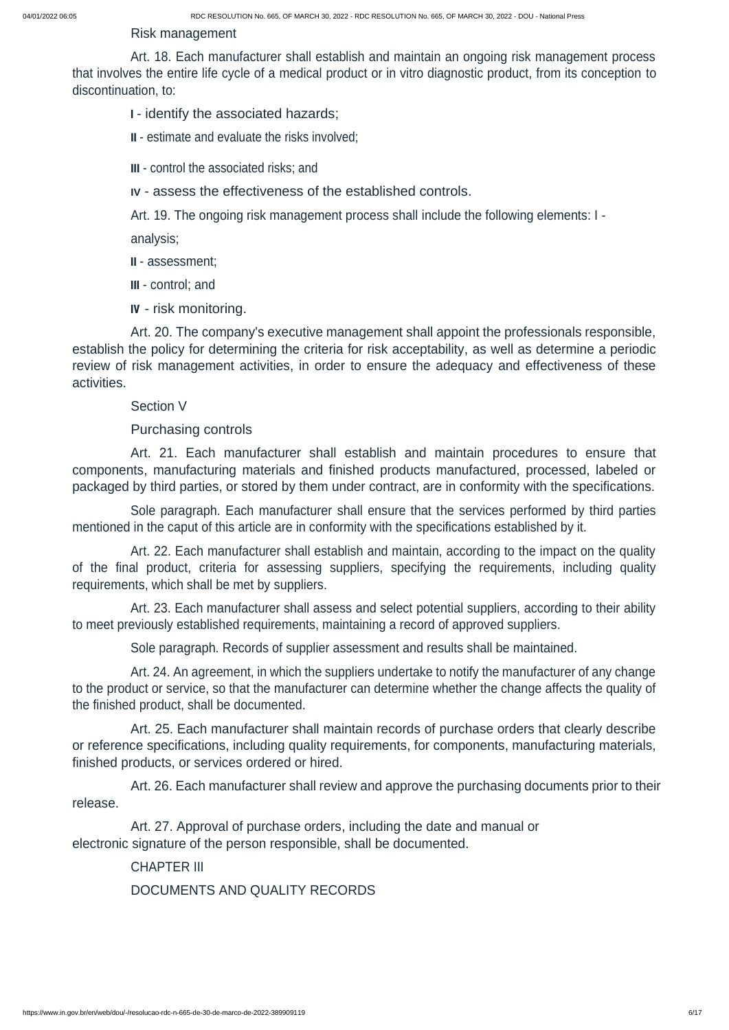Risk management

Art. 18. Each manufacturer shall establish and maintain an ongoing risk management process that involves the entire life cycle of a medical product or in vitro diagnostic product, from its conception to discontinuation, to:

**I** - identify the associated hazards;

**II** - estimate and evaluate the risks involved;

**III** - control the associated risks; and

**IV** - assess the effectiveness of the established controls.

Art. 19. The ongoing risk management process shall include the following elements: I - analysis;

**II** - assessment;

**III** - control; and

**IV** - risk monitoring.

Art. 20. The company's executive management shall appoint the professionals responsible, establish the policy for determining the criteria for risk acceptability, as well as determine a periodic review of risk management activities, in order to ensure the adequacy and effectiveness of these activities.

Section V

Purchasing controls

Art. 21. Each manufacturer shall establish and maintain procedures to ensure that components, manufacturing materials and finished products manufactured, processed, labeled or packaged by third parties, or stored by them under contract, are in conformity with the specifications.

Sole paragraph. Each manufacturer shall ensure that the services performed by third parties mentioned in the caput of this article are in conformity with the specifications established by it.

Art. 22. Each manufacturer shall establish and maintain, according to the impact on the quality of the final product, criteria for assessing suppliers, specifying the requirements, including quality requirements, which shall be met by suppliers.

Art. 23. Each manufacturer shall assess and select potential suppliers, according to their ability to meet previously established requirements, maintaining a record of approved suppliers.

Sole paragraph. Records of supplier assessment and results shall be maintained.

Art. 24. An agreement, in which the suppliers undertake to notify the manufacturer of any change to the product or service, so that the manufacturer can determine whether the change affects the quality of the finished product, shall be documented.

Art. 25. Each manufacturer shall maintain records of purchase orders that clearly describe or reference specifications, including quality requirements, for components, manufacturing materials, finished products, or services ordered or hired.

Art. 26. Each manufacturer shall review and approve the purchasing documents prior to their release.

Art. 27. Approval of purchase orders, including the date and manual or electronic signature of the person responsible, shall be documented.

CHAPTER III

DOCUMENTS AND QUALITY RECORDS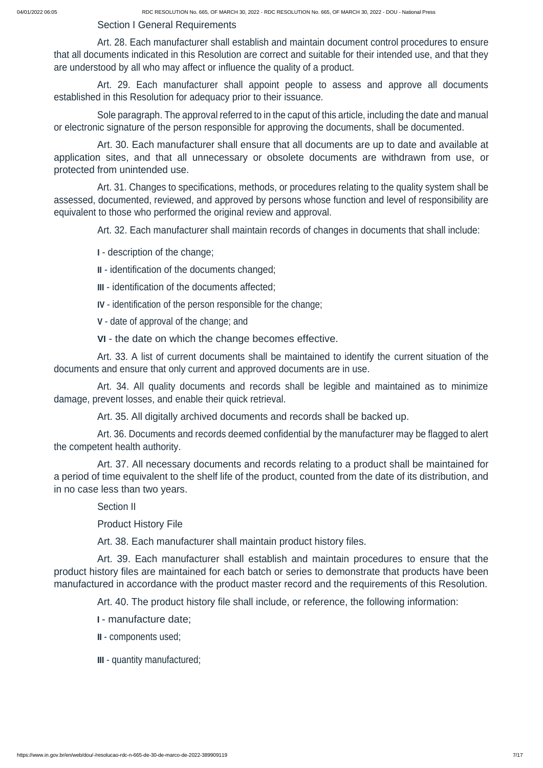## Section I General Requirements

Art. 28. Each manufacturer shall establish and maintain document control procedures to ensure that all documents indicated in this Resolution are correct and suitable for their intended use, and that they are understood by all who may affect or influence the quality of a product.

Art. 29. Each manufacturer shall appoint people to assess and approve all documents established in this Resolution for adequacy prior to their issuance.

Sole paragraph. The approval referred to in the caput of this article, including the date and manual or electronic signature of the person responsible for approving the documents, shall be documented.

Art. 30. Each manufacturer shall ensure that all documents are up to date and available at application sites, and that all unnecessary or obsolete documents are withdrawn from use, or protected from unintended use.

Art. 31. Changes to specifications, methods, or procedures relating to the quality system shall be assessed, documented, reviewed, and approved by persons whose function and level of responsibility are equivalent to those who performed the original review and approval.

Art. 32. Each manufacturer shall maintain records of changes in documents that shall include:

**I** - description of the change;

**II** - identification of the documents changed;

**III** - identification of the documents affected;

**IV** - identification of the person responsible for the change;

**V** - date of approval of the change; and

**VI** - the date on which the change becomes effective.

Art. 33. A list of current documents shall be maintained to identify the current situation of the documents and ensure that only current and approved documents are in use.

Art. 34. All quality documents and records shall be legible and maintained as to minimize damage, prevent losses, and enable their quick retrieval.

Art. 35. All digitally archived documents and records shall be backed up.

Art. 36. Documents and records deemed confidential by the manufacturer may be flagged to alert the competent health authority.

Art. 37. All necessary documents and records relating to a product shall be maintained for a period of time equivalent to the shelf life of the product, counted from the date of its distribution, and in no case less than two years.

## Section II

## Product History File

Art. 38. Each manufacturer shall maintain product history files.

Art. 39. Each manufacturer shall establish and maintain procedures to ensure that the product history files are maintained for each batch or series to demonstrate that products have been manufactured in accordance with the product master record and the requirements of this Resolution.

Art. 40. The product history file shall include, or reference, the following information:

**I** - manufacture date;

**II** - components used;

**III** - quantity manufactured;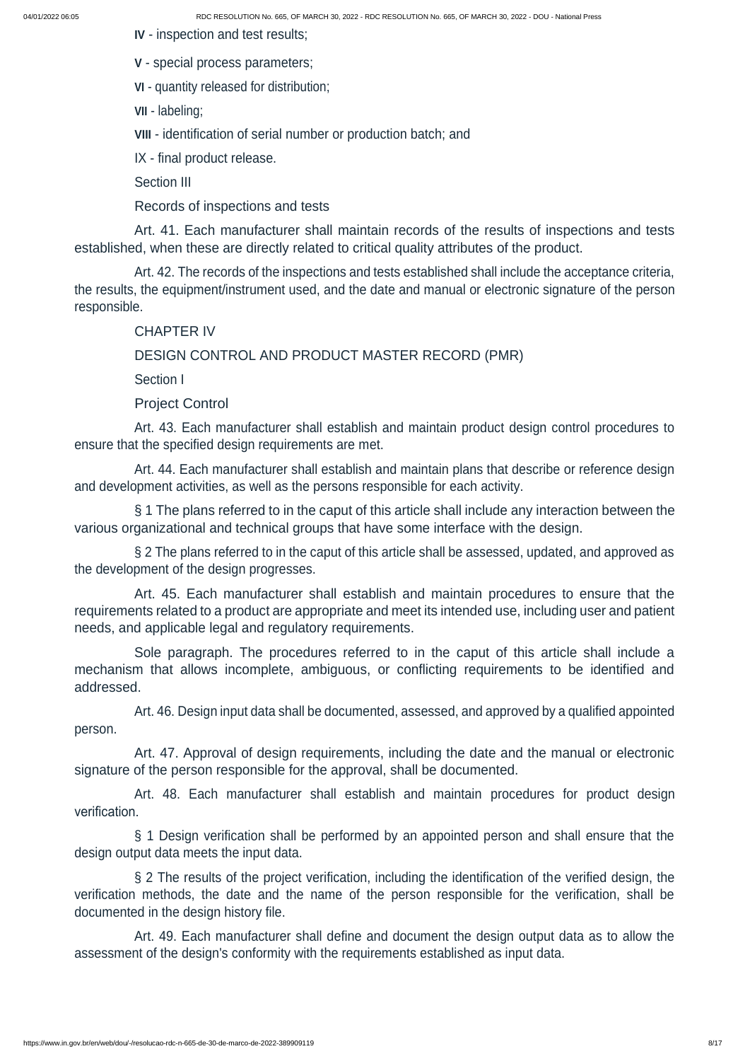**IV** - inspection and test results;

**V** - special process parameters;

**VI** - quantity released for distribution;

**VII** - labeling;

**VIII** - identification of serial number or production batch; and

IX - final product release.

Section III

Records of inspections and tests

Art. 41. Each manufacturer shall maintain records of the results of inspections and tests established, when these are directly related to critical quality attributes of the product.

Art. 42. The records of the inspections and tests established shall include the acceptance criteria, the results, the equipment/instrument used, and the date and manual or electronic signature of the person responsible.

CHAPTER IV

DESIGN CONTROL AND PRODUCT MASTER RECORD (PMR)

Section I

Project Control

Art. 43. Each manufacturer shall establish and maintain product design control procedures to ensure that the specified design requirements are met.

Art. 44. Each manufacturer shall establish and maintain plans that describe or reference design and development activities, as well as the persons responsible for each activity.

§ 1 The plans referred to in the caput of this article shall include any interaction between the various organizational and technical groups that have some interface with the design.

§ 2 The plans referred to in the caput of this article shall be assessed, updated, and approved as the development of the design progresses.

Art. 45. Each manufacturer shall establish and maintain procedures to ensure that the requirements related to a product are appropriate and meet its intended use, including user and patient needs, and applicable legal and regulatory requirements.

Sole paragraph. The procedures referred to in the caput of this article shall include a mechanism that allows incomplete, ambiguous, or conflicting requirements to be identified and addressed.

Art. 46. Design input data shall be documented, assessed, and approved by a qualified appointed person.

Art. 47. Approval of design requirements, including the date and the manual or electronic signature of the person responsible for the approval, shall be documented.

Art. 48. Each manufacturer shall establish and maintain procedures for product design verification.

§ 1 Design verification shall be performed by an appointed person and shall ensure that the design output data meets the input data.

§ 2 The results of the project verification, including the identification of the verified design, the verification methods, the date and the name of the person responsible for the verification, shall be documented in the design history file.

Art. 49. Each manufacturer shall define and document the design output data as to allow the assessment of the design's conformity with the requirements established as input data.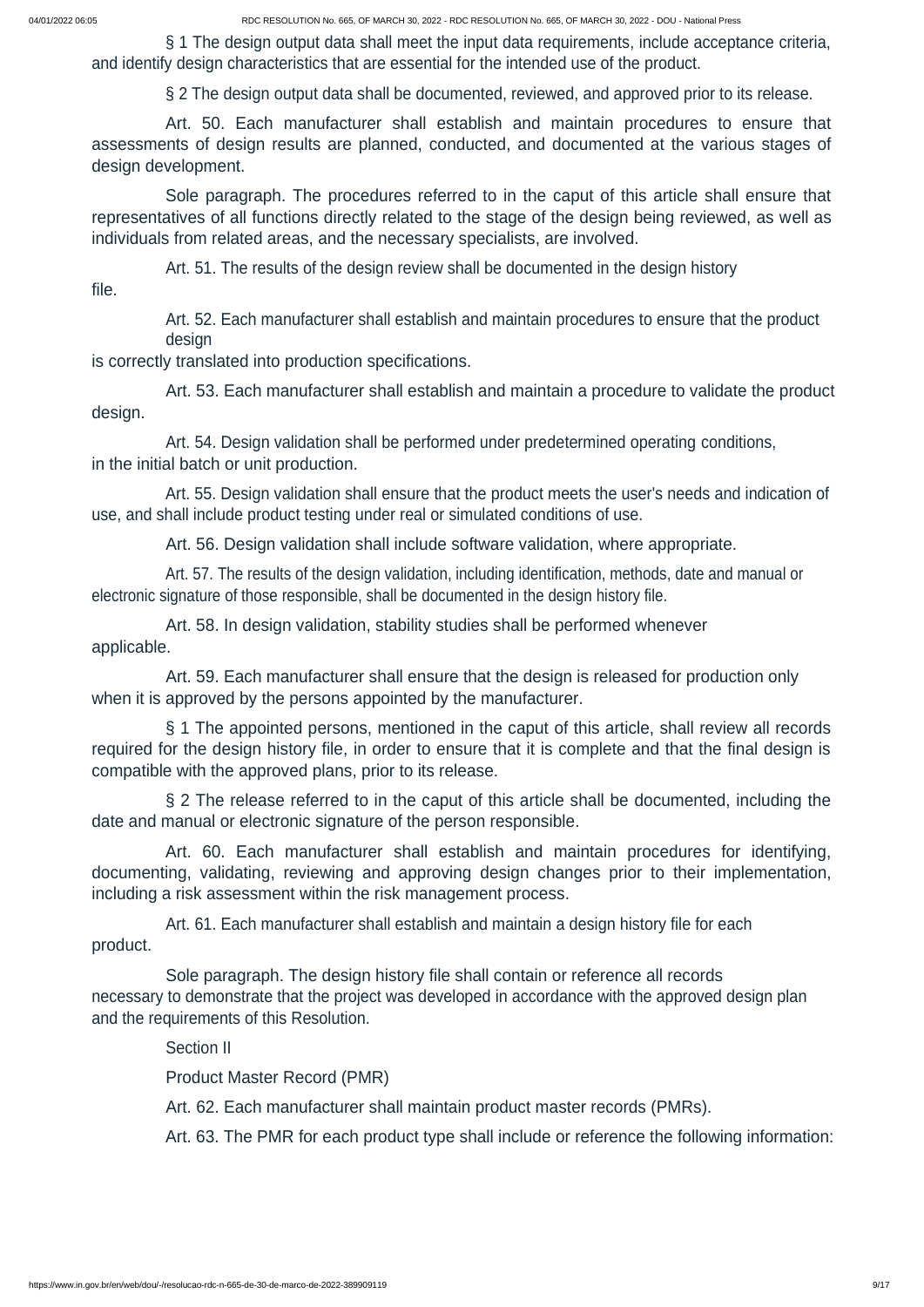§ 1 The design output data shall meet the input data requirements, include acceptance criteria, and identify design characteristics that are essential for the intended use of the product.

§ 2 The design output data shall be documented, reviewed, and approved prior to its release.

Art. 50. Each manufacturer shall establish and maintain procedures to ensure that assessments of design results are planned, conducted, and documented at the various stages of design development.

Sole paragraph. The procedures referred to in the caput of this article shall ensure that representatives of all functions directly related to the stage of the design being reviewed, as well as individuals from related areas, and the necessary specialists, are involved.

Art. 51. The results of the design review shall be documented in the design history file.

Art. 52. Each manufacturer shall establish and maintain procedures to ensure that the product design is correctly translated into production specifications.

Art. 53. Each manufacturer shall establish and maintain a procedure to validate the product design.

Art. 54. Design validation shall be performed under predetermined operating conditions, in the initial batch or unit production.

Art. 55. Design validation shall ensure that the product meets the user's needs and indication of use, and shall include product testing under real or simulated conditions of use.

Art. 56. Design validation shall include software validation, where appropriate.

Art. 57. The results of the design validation, including identification, methods, date and manual or electronic signature of those responsible, shall be documented in the design history file.

Art. 58. In design validation, stability studies shall be performed whenever applicable.

Art. 59. Each manufacturer shall ensure that the design is released for production only when it is approved by the persons appointed by the manufacturer.

§ 1 The appointed persons, mentioned in the caput of this article, shall review all records required for the design history file, in order to ensure that it is complete and that the final design is compatible with the approved plans, prior to its release.

§ 2 The release referred to in the caput of this article shall be documented, including the date and manual or electronic signature of the person responsible.

Art. 60. Each manufacturer shall establish and maintain procedures for identifying, documenting, validating, reviewing and approving design changes prior to their implementation, including a risk assessment within the risk management process.

Art. 61. Each manufacturer shall establish and maintain a design history file for each product.

Sole paragraph. The design history file shall contain or reference all records necessary to demonstrate that the project was developed in accordance with the approved design plan and the requirements of this Resolution.

Section II

Product Master Record (PMR)

Art. 62. Each manufacturer shall maintain product master records (PMRs).

Art. 63. The PMR for each product type shall include or reference the following information: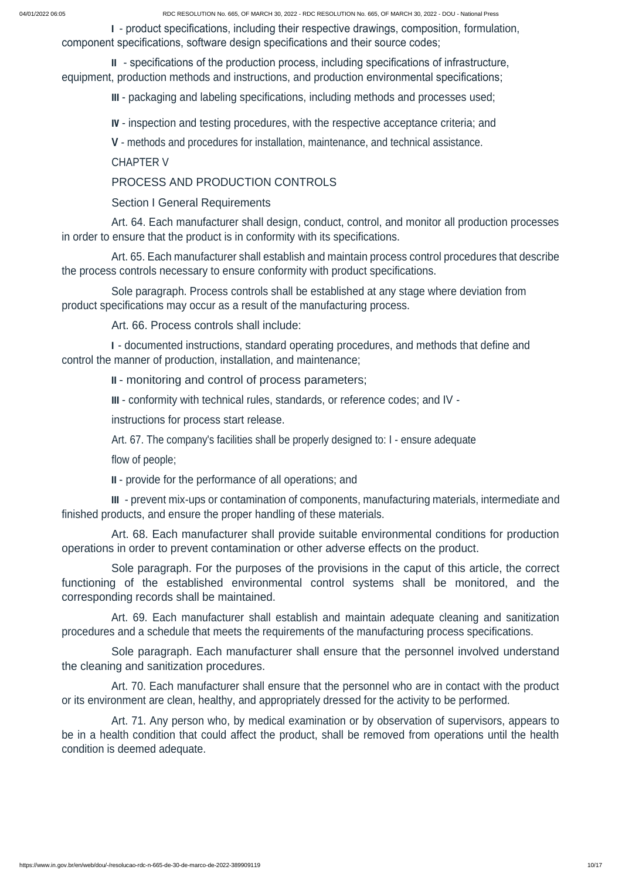**I** - product specifications, including their respective drawings, composition, formulation, component specifications, software design specifications and their source codes;

**II** - specifications of the production process, including specifications of infrastructure, equipment, production methods and instructions, and production environmental specifications;

**III** - packaging and labeling specifications, including methods and processes used;

**IV** - inspection and testing procedures, with the respective acceptance criteria; and

**V** - methods and procedures for installation, maintenance, and technical assistance.

## CHAPTER V

## PROCESS AND PRODUCTION CONTROLS

### Section I General Requirements

Art. 64. Each manufacturer shall design, conduct, control, and monitor all production processes in order to ensure that the product is in conformity with its specifications.

Art. 65. Each manufacturer shall establish and maintain process control procedures that describe the process controls necessary to ensure conformity with product specifications.

Sole paragraph. Process controls shall be established at any stage where deviation from product specifications may occur as a result of the manufacturing process.

Art. 66. Process controls shall include:

**I** - documented instructions, standard operating procedures, and methods that define and control the manner of production, installation, and maintenance;

**II** - monitoring and control of process parameters;

**III** - conformity with technical rules, standards, or reference codes; and IV -

instructions for process start release.

Art. 67. The company's facilities shall be properly designed to: I - ensure adequate

flow of people;

**II** - provide for the performance of all operations; and

**III** - prevent mix-ups or contamination of components, manufacturing materials, intermediate and finished products, and ensure the proper handling of these materials.

Art. 68. Each manufacturer shall provide suitable environmental conditions for production operations in order to prevent contamination or other adverse effects on the product.

Sole paragraph. For the purposes of the provisions in the caput of this article, the correct functioning of the established environmental control systems shall be monitored, and the corresponding records shall be maintained.

Art. 69. Each manufacturer shall establish and maintain adequate cleaning and sanitization procedures and a schedule that meets the requirements of the manufacturing process specifications.

Sole paragraph. Each manufacturer shall ensure that the personnel involved understand the cleaning and sanitization procedures.

Art. 70. Each manufacturer shall ensure that the personnel who are in contact with the product or its environment are clean, healthy, and appropriately dressed for the activity to be performed.

Art. 71. Any person who, by medical examination or by observation of supervisors, appears to be in a health condition that could affect the product, shall be removed from operations until the health condition is deemed adequate.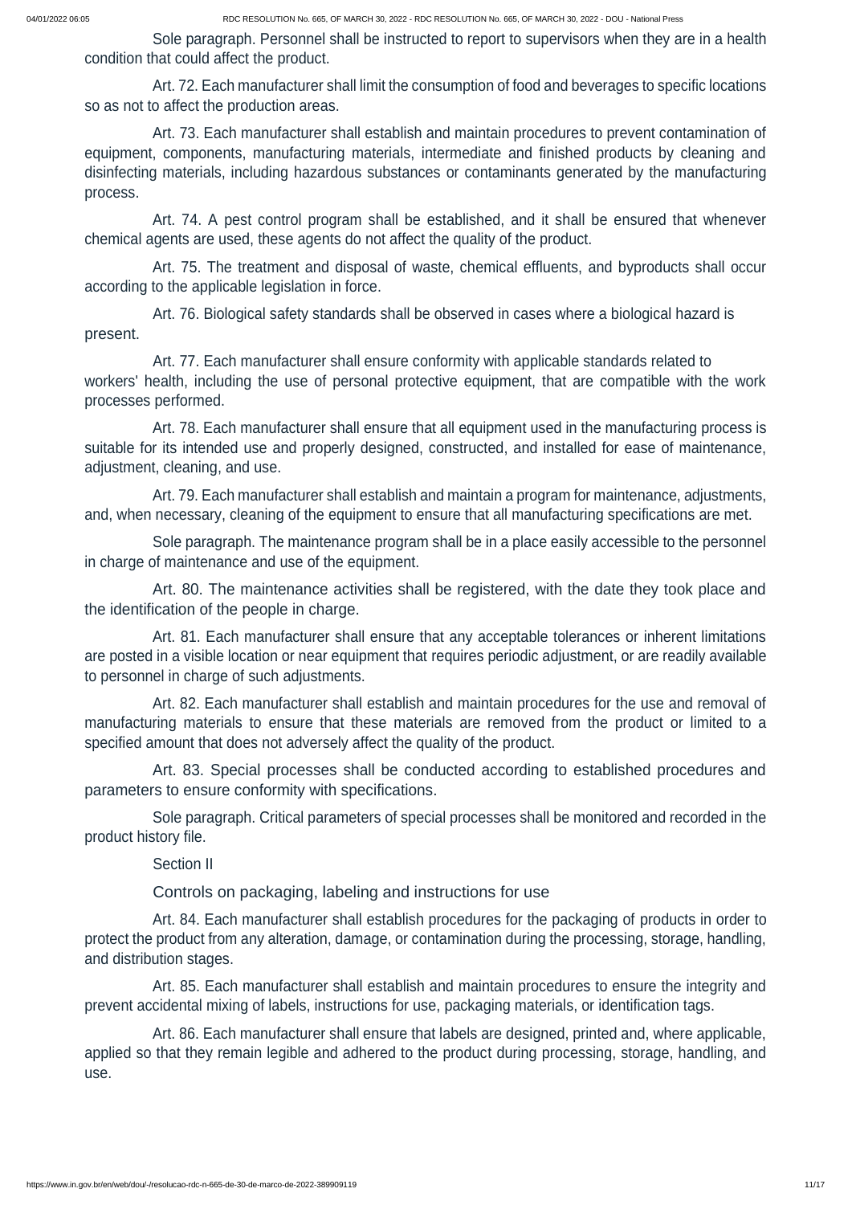Sole paragraph. Personnel shall be instructed to report to supervisors when they are in a health condition that could affect the product.

Art. 72. Each manufacturer shall limit the consumption of food and beverages to specific locations so as not to affect the production areas.

Art. 73. Each manufacturer shall establish and maintain procedures to prevent contamination of equipment, components, manufacturing materials, intermediate and finished products by cleaning and disinfecting materials, including hazardous substances or contaminants generated by the manufacturing process.

Art. 74. A pest control program shall be established, and it shall be ensured that whenever chemical agents are used, these agents do not affect the quality of the product.

Art. 75. The treatment and disposal of waste, chemical effluents, and byproducts shall occur according to the applicable legislation in force.

Art. 76. Biological safety standards shall be observed in cases where a biological hazard is present.

Art. 77. Each manufacturer shall ensure conformity with applicable standards related to workers' health, including the use of personal protective equipment, that are compatible with the work processes performed.

Art. 78. Each manufacturer shall ensure that all equipment used in the manufacturing process is suitable for its intended use and properly designed, constructed, and installed for ease of maintenance, adjustment, cleaning, and use.

Art. 79. Each manufacturer shall establish and maintain a program for maintenance, adjustments, and, when necessary, cleaning of the equipment to ensure that all manufacturing specifications are met.

Sole paragraph. The maintenance program shall be in a place easily accessible to the personnel in charge of maintenance and use of the equipment.

Art. 80. The maintenance activities shall be registered, with the date they took place and the identification of the people in charge.

Art. 81. Each manufacturer shall ensure that any acceptable tolerances or inherent limitations are posted in a visible location or near equipment that requires periodic adjustment, or are readily available to personnel in charge of such adjustments.

Art. 82. Each manufacturer shall establish and maintain procedures for the use and removal of manufacturing materials to ensure that these materials are removed from the product or limited to a specified amount that does not adversely affect the quality of the product.

Art. 83. Special processes shall be conducted according to established procedures and parameters to ensure conformity with specifications.

Sole paragraph. Critical parameters of special processes shall be monitored and recorded in the product history file.

## Section II

## Controls on packaging, labeling and instructions for use

Art. 84. Each manufacturer shall establish procedures for the packaging of products in order to protect the product from any alteration, damage, or contamination during the processing, storage, handling, and distribution stages.

Art. 85. Each manufacturer shall establish and maintain procedures to ensure the integrity and prevent accidental mixing of labels, instructions for use, packaging materials, or identification tags.

Art. 86. Each manufacturer shall ensure that labels are designed, printed and, where applicable, applied so that they remain legible and adhered to the product during processing, storage, handling, and use.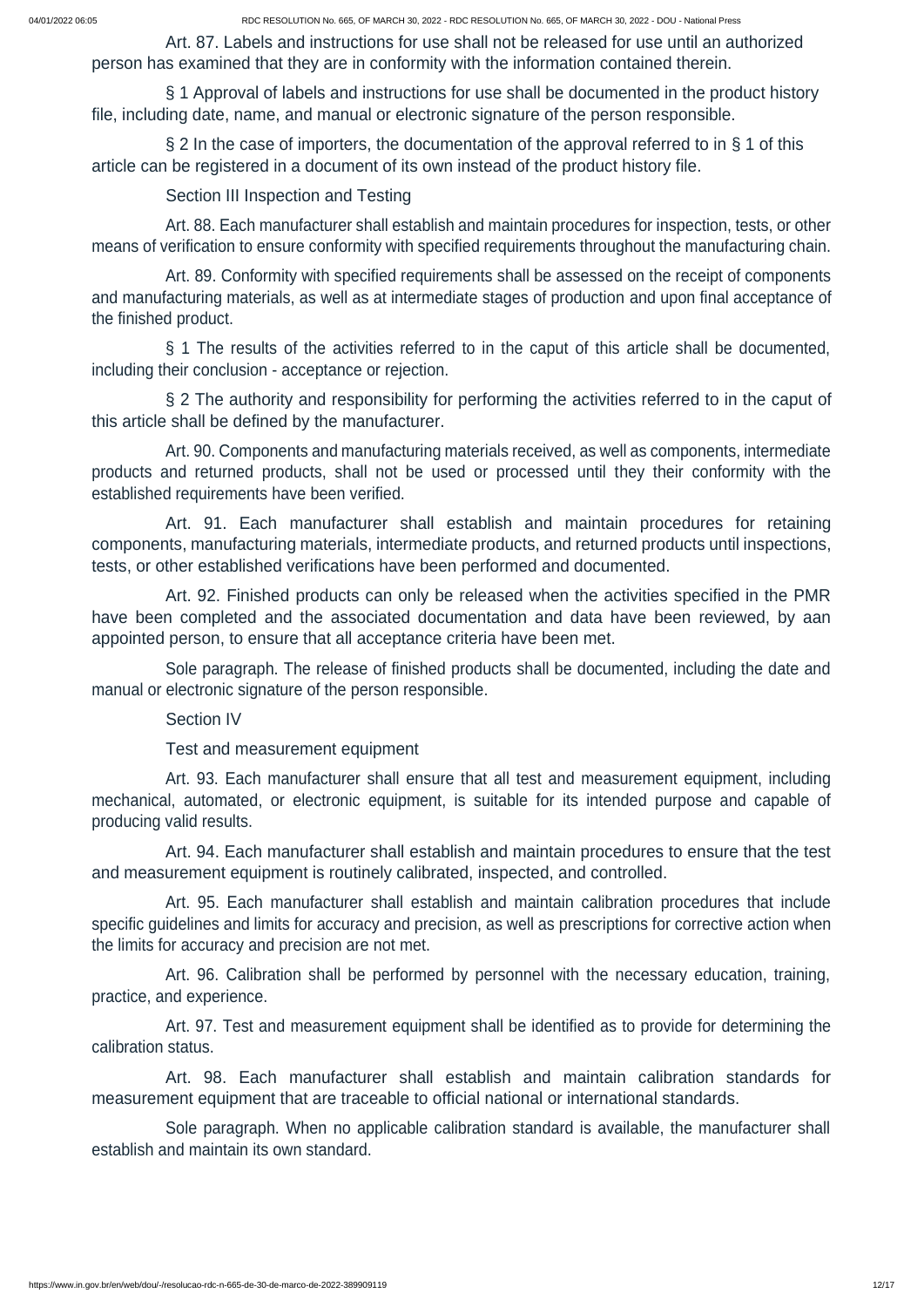Art. 87. Labels and instructions for use shall not be released for use until an authorized person has examined that they are in conformity with the information contained therein.

§ 1 Approval of labels and instructions for use shall be documented in the product history file, including date, name, and manual or electronic signature of the person responsible.

§ 2 In the case of importers, the documentation of the approval referred to in § 1 of this article can be registered in a document of its own instead of the product history file.

Section III Inspection and Testing

Art. 88. Each manufacturer shall establish and maintain procedures for inspection, tests, or other means of verification to ensure conformity with specified requirements throughout the manufacturing chain.

Art. 89. Conformity with specified requirements shall be assessed on the receipt of components and manufacturing materials, as well as at intermediate stages of production and upon final acceptance of the finished product.

§ 1 The results of the activities referred to in the caput of this article shall be documented, including their conclusion - acceptance or rejection.

§ 2 The authority and responsibility for performing the activities referred to in the caput of this article shall be defined by the manufacturer.

Art. 90. Components and manufacturing materials received, as well as components, intermediate products and returned products, shall not be used or processed until they their conformity with the established requirements have been verified.

Art. 91. Each manufacturer shall establish and maintain procedures for retaining components, manufacturing materials, intermediate products, and returned products until inspections, tests, or other established verifications have been performed and documented.

Art. 92. Finished products can only be released when the activities specified in the PMR have been completed and the associated documentation and data have been reviewed, by aan appointed person, to ensure that all acceptance criteria have been met.

Sole paragraph. The release of finished products shall be documented, including the date and manual or electronic signature of the person responsible.

Section IV

Test and measurement equipment

Art. 93. Each manufacturer shall ensure that all test and measurement equipment, including mechanical, automated, or electronic equipment, is suitable for its intended purpose and capable of producing valid results.

Art. 94. Each manufacturer shall establish and maintain procedures to ensure that the test and measurement equipment is routinely calibrated, inspected, and controlled.

Art. 95. Each manufacturer shall establish and maintain calibration procedures that include specific guidelines and limits for accuracy and precision, as well as prescriptions for corrective action when the limits for accuracy and precision are not met.

Art. 96. Calibration shall be performed by personnel with the necessary education, training, practice, and experience.

Art. 97. Test and measurement equipment shall be identified as to provide for determining the calibration status.

Art. 98. Each manufacturer shall establish and maintain calibration standards for measurement equipment that are traceable to official national or international standards.

Sole paragraph. When no applicable calibration standard is available, the manufacturer shall establish and maintain its own standard.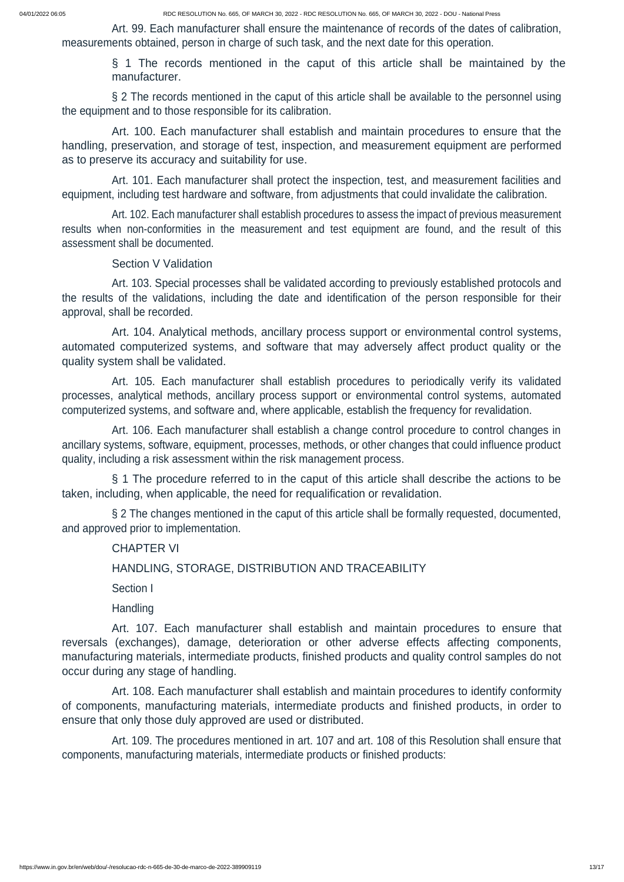Art. 99. Each manufacturer shall ensure the maintenance of records of the dates of calibration, measurements obtained, person in charge of such task, and the next date for this operation.

§ 1 The records mentioned in the caput of this article shall be maintained by the manufacturer.

§ 2 The records mentioned in the caput of this article shall be available to the personnel using the equipment and to those responsible for its calibration.

Art. 100. Each manufacturer shall establish and maintain procedures to ensure that the handling, preservation, and storage of test, inspection, and measurement equipment are performed as to preserve its accuracy and suitability for use.

Art. 101. Each manufacturer shall protect the inspection, test, and measurement facilities and equipment, including test hardware and software, from adjustments that could invalidate the calibration.

Art. 102. Each manufacturer shall establish procedures to assess the impact of previous measurement results when non-conformities in the measurement and test equipment are found, and the result of this assessment shall be documented.

Section V Validation

Art. 103. Special processes shall be validated according to previously established protocols and the results of the validations, including the date and identification of the person responsible for their approval, shall be recorded.

Art. 104. Analytical methods, ancillary process support or environmental control systems, automated computerized systems, and software that may adversely affect product quality or the quality system shall be validated.

Art. 105. Each manufacturer shall establish procedures to periodically verify its validated processes, analytical methods, ancillary process support or environmental control systems, automated computerized systems, and software and, where applicable, establish the frequency for revalidation.

Art. 106. Each manufacturer shall establish a change control procedure to control changes in ancillary systems, software, equipment, processes, methods, or other changes that could influence product quality, including a risk assessment within the risk management process.

§ 1 The procedure referred to in the caput of this article shall describe the actions to be taken, including, when applicable, the need for requalification or revalidation.

§ 2 The changes mentioned in the caput of this article shall be formally requested, documented, and approved prior to implementation.

CHAPTER VI

HANDLING, STORAGE, DISTRIBUTION AND TRACEABILITY

Section I

Handling

Art. 107. Each manufacturer shall establish and maintain procedures to ensure that reversals (exchanges), damage, deterioration or other adverse effects affecting components, manufacturing materials, intermediate products, finished products and quality control samples do not occur during any stage of handling.

Art. 108. Each manufacturer shall establish and maintain procedures to identify conformity of components, manufacturing materials, intermediate products and finished products, in order to ensure that only those duly approved are used or distributed.

Art. 109. The procedures mentioned in art. 107 and art. 108 of this Resolution shall ensure that components, manufacturing materials, intermediate products or finished products: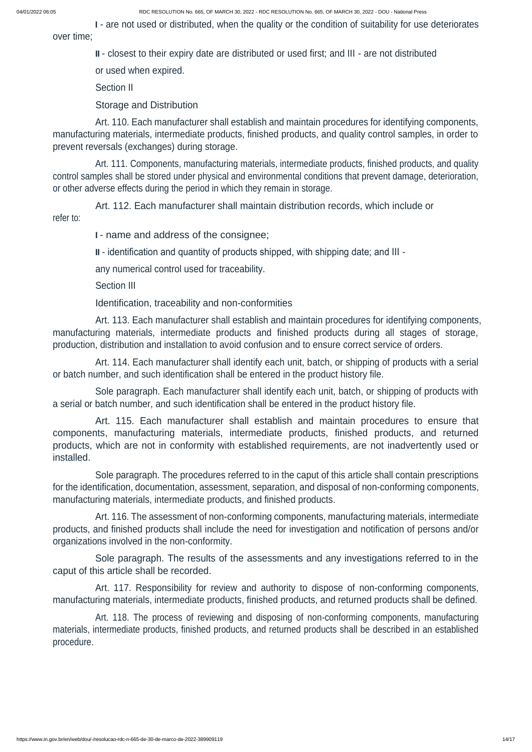**I** - are not used or distributed, when the quality or the condition of suitability for use deteriorates over time;

**II** - closest to their expiry date are distributed or used first; and III - are not distributed or used when expired.

Section II

Storage and Distribution

Art. 110. Each manufacturer shall establish and maintain procedures for identifying components, manufacturing materials, intermediate products, finished products, and quality control samples, in order to prevent reversals (exchanges) during storage.

Art. 111. Components, manufacturing materials, intermediate products, finished products, and quality control samples shall be stored under physical and environmental conditions that prevent damage, deterioration, or other adverse effects during the period in which they remain in storage.

Art. 112. Each manufacturer shall maintain distribution records, which include or refer to:

**I** - name and address of the consignee;

**II** - identification and quantity of products shipped, with shipping date; and III - any numerical control used for traceability.

Section III

Identification, traceability and non-conformities

Art. 113. Each manufacturer shall establish and maintain procedures for identifying components, manufacturing materials, intermediate products and finished products during all stages of storage, production, distribution and installation to avoid confusion and to ensure correct service of orders.

Art. 114. Each manufacturer shall identify each unit, batch, or shipping of products with a serial or batch number, and such identification shall be entered in the product history file.

Sole paragraph. Each manufacturer shall identify each unit, batch, or shipping of products with a serial or batch number, and such identification shall be entered in the product history file.

Art. 115. Each manufacturer shall establish and maintain procedures to ensure that components, manufacturing materials, intermediate products, finished products, and returned products, which are not in conformity with established requirements, are not inadvertently used or installed.

Sole paragraph. The procedures referred to in the caput of this article shall contain prescriptions for the identification, documentation, assessment, separation, and disposal of non-conforming components, manufacturing materials, intermediate products, and finished products.

Art. 116. The assessment of non-conforming components, manufacturing materials, intermediate products, and finished products shall include the need for investigation and notification of persons and/or organizations involved in the non-conformity.

Sole paragraph. The results of the assessments and any investigations referred to in the caput of this article shall be recorded.

Art. 117. Responsibility for review and authority to dispose of non-conforming components, manufacturing materials, intermediate products, finished products, and returned products shall be defined.

Art. 118. The process of reviewing and disposing of non-conforming components, manufacturing materials, intermediate products, finished products, and returned products shall be described in an established procedure.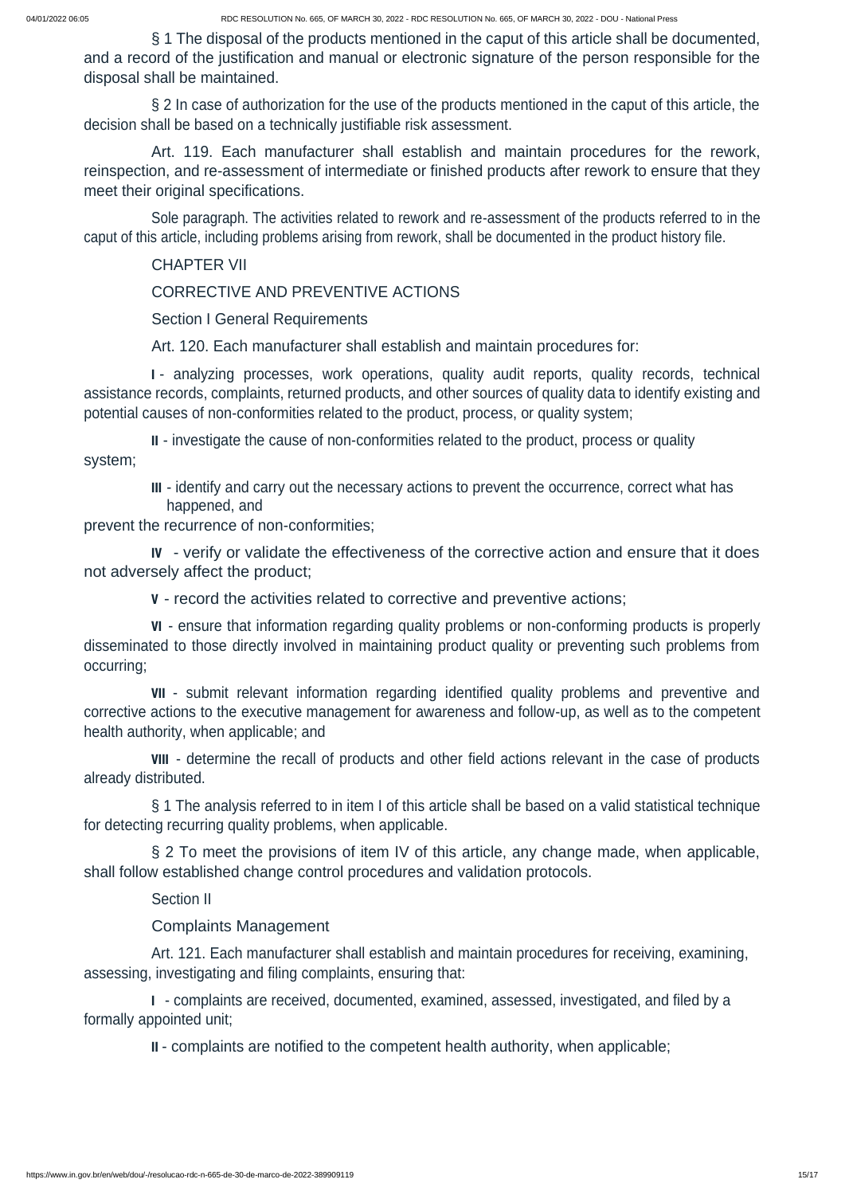§ 1 The disposal of the products mentioned in the caput of this article shall be documented, and a record of the justification and manual or electronic signature of the person responsible for the disposal shall be maintained.

§ 2 In case of authorization for the use of the products mentioned in the caput of this article, the decision shall be based on a technically justifiable risk assessment.

Art. 119. Each manufacturer shall establish and maintain procedures for the rework, reinspection, and re-assessment of intermediate or finished products after rework to ensure that they meet their original specifications.

Sole paragraph. The activities related to rework and re-assessment of the products referred to in the caput of this article, including problems arising from rework, shall be documented in the product history file.

CHAPTER VII

CORRECTIVE AND PREVENTIVE ACTIONS

Section I General Requirements

Art. 120. Each manufacturer shall establish and maintain procedures for:

**I** - analyzing processes, work operations, quality audit reports, quality records, technical assistance records, complaints, returned products, and other sources of quality data to identify existing and potential causes of non-conformities related to the product, process, or quality system;

**II** - investigate the cause of non-conformities related to the product, process or quality system;

**III** - identify and carry out the necessary actions to prevent the occurrence, correct what has happened, and prevent the recurrence of non-conformities;

**IV** - verify or validate the effectiveness of the corrective action and ensure that it does not adversely affect the product;

**V** - record the activities related to corrective and preventive actions;

**VI** - ensure that information regarding quality problems or non-conforming products is properly disseminated to those directly involved in maintaining product quality or preventing such problems from occurring;

**VII** - submit relevant information regarding identified quality problems and preventive and corrective actions to the executive management for awareness and follow-up, as well as to the competent health authority, when applicable; and

**VIII** - determine the recall of products and other field actions relevant in the case of products already distributed.

§ 1 The analysis referred to in item I of this article shall be based on a valid statistical technique for detecting recurring quality problems, when applicable.

§ 2 To meet the provisions of item IV of this article, any change made, when applicable, shall follow established change control procedures and validation protocols.

Section II

Complaints Management

Art. 121. Each manufacturer shall establish and maintain procedures for receiving, examining, assessing, investigating and filing complaints, ensuring that:

**I** - complaints are received, documented, examined, assessed, investigated, and filed by a formally appointed unit;

**II** - complaints are notified to the competent health authority, when applicable;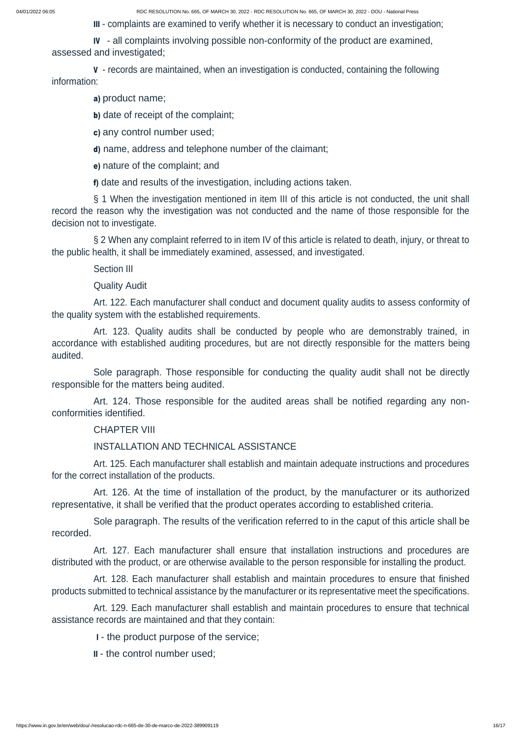**III** - complaints are examined to verify whether it is necessary to conduct an investigation;

**IV** - all complaints involving possible non-conformity of the product are examined, assessed and investigated;

**V** - records are maintained, when an investigation is conducted, containing the following information:

**a)** product name;

**b)** date of receipt of the complaint;

**c)** any control number used;

**d)** name, address and telephone number of the claimant;

**e)** nature of the complaint; and

**f)** date and results of the investigation, including actions taken.

§ 1 When the investigation mentioned in item III of this article is not conducted, the unit shall record the reason why the investigation was not conducted and the name of those responsible for the decision not to investigate.

§ 2 When any complaint referred to in item IV of this article is related to death, injury, or threat to the public health, it shall be immediately examined, assessed, and investigated.

Section III

Quality Audit

Art. 122. Each manufacturer shall conduct and document quality audits to assess conformity of the quality system with the established requirements.

Art. 123. Quality audits shall be conducted by people who are demonstrably trained, in accordance with established auditing procedures, but are not directly responsible for the matters being audited.

Sole paragraph. Those responsible for conducting the quality audit shall not be directly responsible for the matters being audited.

Art. 124. Those responsible for the audited areas shall be notified regarding any non-conformities identified.

CHAPTER VIII

INSTALLATION AND TECHNICAL ASSISTANCE

Art. 125. Each manufacturer shall establish and maintain adequate instructions and procedures for the correct installation of the products.

Art. 126. At the time of installation of the product, by the manufacturer or its authorized representative, it shall be verified that the product operates according to established criteria.

Sole paragraph. The results of the verification referred to in the caput of this article shall be recorded.

Art. 127. Each manufacturer shall ensure that installation instructions and procedures are distributed with the product, or are otherwise available to the person responsible for installing the product.

Art. 128. Each manufacturer shall establish and maintain procedures to ensure that finished products submitted to technical assistance by the manufacturer or its representative meet the specifications.

Art. 129. Each manufacturer shall establish and maintain procedures to ensure that technical assistance records are maintained and that they contain:

**I** - the product purpose of the service;

**II** - the control number used;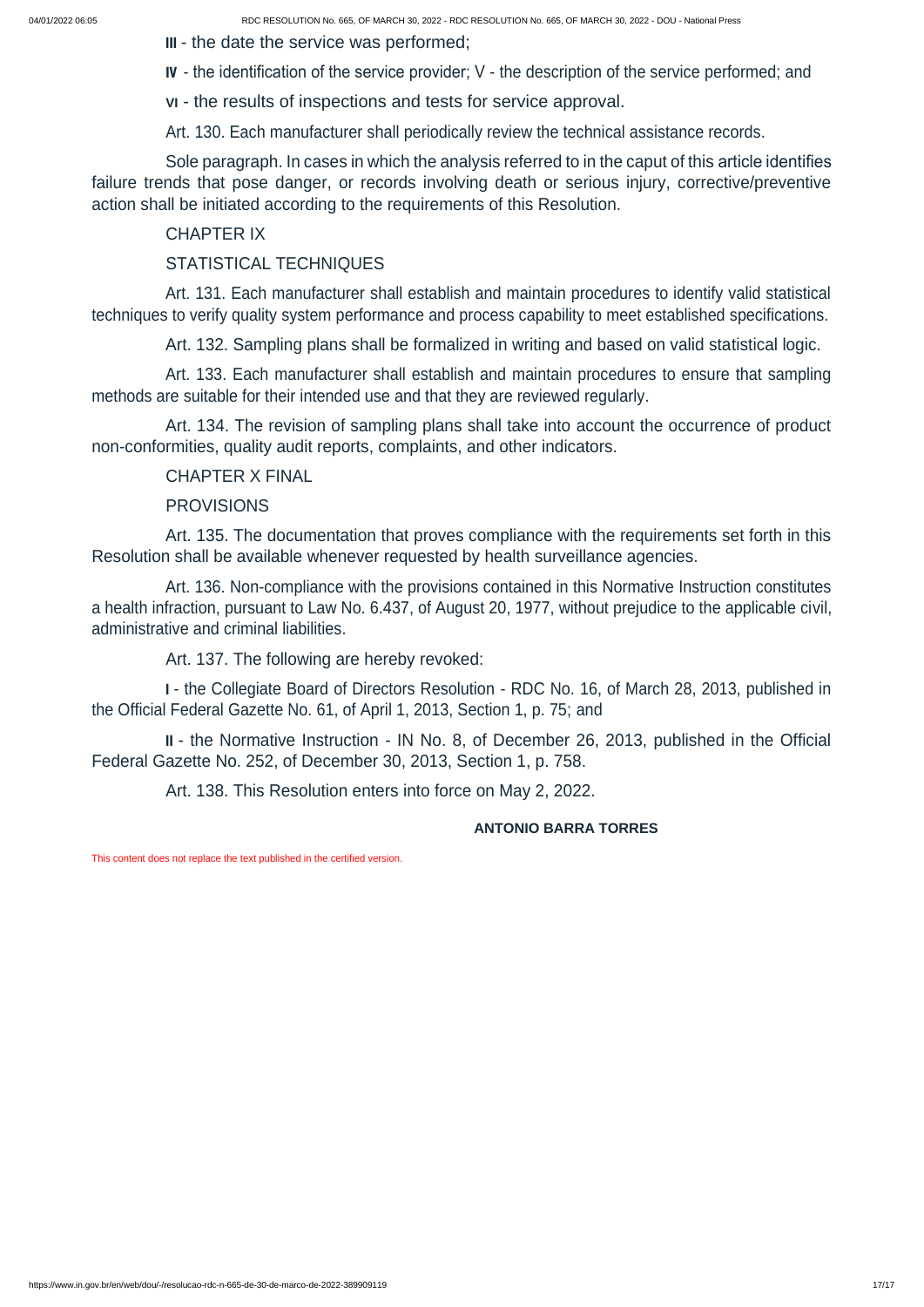**III** - the date the service was performed;

**IV** - the identification of the service provider; V - the description of the service performed; and

**VI** - the results of inspections and tests for service approval.

Art. 130. Each manufacturer shall periodically review the technical assistance records.

Sole paragraph. In cases in which the analysis referred to in the caput of this article identifies failure trends that pose danger, or records involving death or serious injury, corrective/preventive action shall be initiated according to the requirements of this Resolution.

## CHAPTER IX

## STATISTICAL TECHNIQUES

Art. 131. Each manufacturer shall establish and maintain procedures to identify valid statistical techniques to verify quality system performance and process capability to meet established specifications.

Art. 132. Sampling plans shall be formalized in writing and based on valid statistical logic.

Art. 133. Each manufacturer shall establish and maintain procedures to ensure that sampling methods are suitable for their intended use and that they are reviewed regularly.

Art. 134. The revision of sampling plans shall take into account the occurrence of product non-conformities, quality audit reports, complaints, and other indicators.

## CHAPTER X FINAL

## PROVISIONS

Art. 135. The documentation that proves compliance with the requirements set forth in this Resolution shall be available whenever requested by health surveillance agencies.

Art. 136. Non-compliance with the provisions contained in this Normative Instruction constitutes a health infraction, pursuant to Law No. 6.437, of August 20, 1977, without prejudice to the applicable civil, administrative and criminal liabilities.

Art. 137. The following are hereby revoked:

**I** - the Collegiate Board of Directors Resolution - RDC No. 16, of March 28, 2013, published in the Official Federal Gazette No. 61, of April 1, 2013, Section 1, p. 75; and

**II** - the Normative Instruction - IN No. 8, of December 26, 2013, published in the Official Federal Gazette No. 252, of December 30, 2013, Section 1, p. 758.

Art. 138. This Resolution enters into force on May 2, 2022.

**ANTONIO BARRA TORRES**

This content does not replace the text published in the certified version.